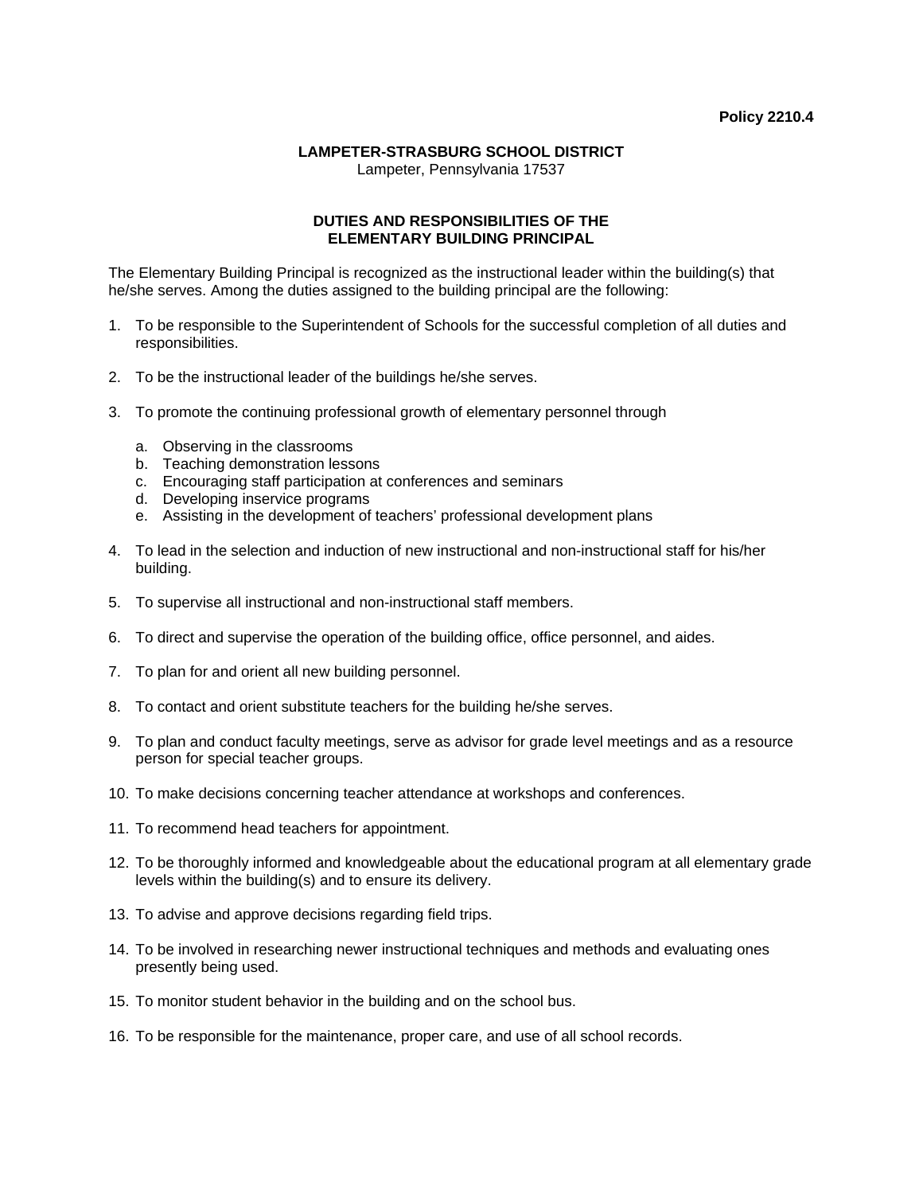**Policy 2210.4**

**LAMPETER-STRASBURG SCHOOL DISTRICT**
Lampeter, Pennsylvania 17537

## DUTIES AND RESPONSIBILITIES OF THE ELEMENTARY BUILDING PRINCIPAL

The Elementary Building Principal is recognized as the instructional leader within the building(s) that he/she serves. Among the duties assigned to the building principal are the following:

1. To be responsible to the Superintendent of Schools for the successful completion of all duties and responsibilities.

2. To be the instructional leader of the buildings he/she serves.

3. To promote the continuing professional growth of elementary personnel through

   a. Observing in the classrooms
   b. Teaching demonstration lessons
   c. Encouraging staff participation at conferences and seminars
   d. Developing inservice programs
   e. Assisting in the development of teachers' professional development plans

4. To lead in the selection and induction of new instructional and non-instructional staff for his/her building.

5. To supervise all instructional and non-instructional staff members.

6. To direct and supervise the operation of the building office, office personnel, and aides.

7. To plan for and orient all new building personnel.

8. To contact and orient substitute teachers for the building he/she serves.

9. To plan and conduct faculty meetings, serve as advisor for grade level meetings and as a resource person for special teacher groups.

10. To make decisions concerning teacher attendance at workshops and conferences.

11. To recommend head teachers for appointment.

12. To be thoroughly informed and knowledgeable about the educational program at all elementary grade levels within the building(s) and to ensure its delivery.

13. To advise and approve decisions regarding field trips.

14. To be involved in researching newer instructional techniques and methods and evaluating ones presently being used.

15. To monitor student behavior in the building and on the school bus.

16. To be responsible for the maintenance, proper care, and use of all school records.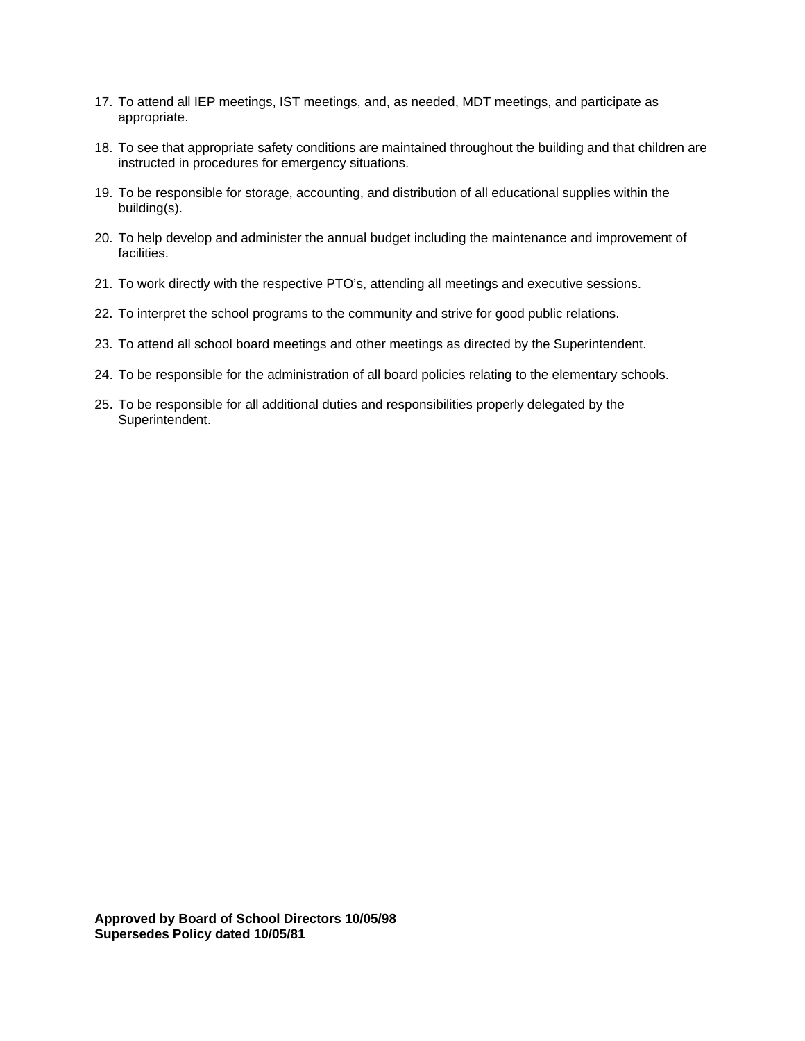17. To attend all IEP meetings, IST meetings, and, as needed, MDT meetings, and participate as appropriate.

18. To see that appropriate safety conditions are maintained throughout the building and that children are instructed in procedures for emergency situations.

19. To be responsible for storage, accounting, and distribution of all educational supplies within the building(s).

20. To help develop and administer the annual budget including the maintenance and improvement of facilities.

21. To work directly with the respective PTO's, attending all meetings and executive sessions.

22. To interpret the school programs to the community and strive for good public relations.

23. To attend all school board meetings and other meetings as directed by the Superintendent.

24. To be responsible for the administration of all board policies relating to the elementary schools.

25. To be responsible for all additional duties and responsibilities properly delegated by the Superintendent.

**Approved by Board of School Directors 10/05/98**
**Supersedes Policy dated 10/05/81**